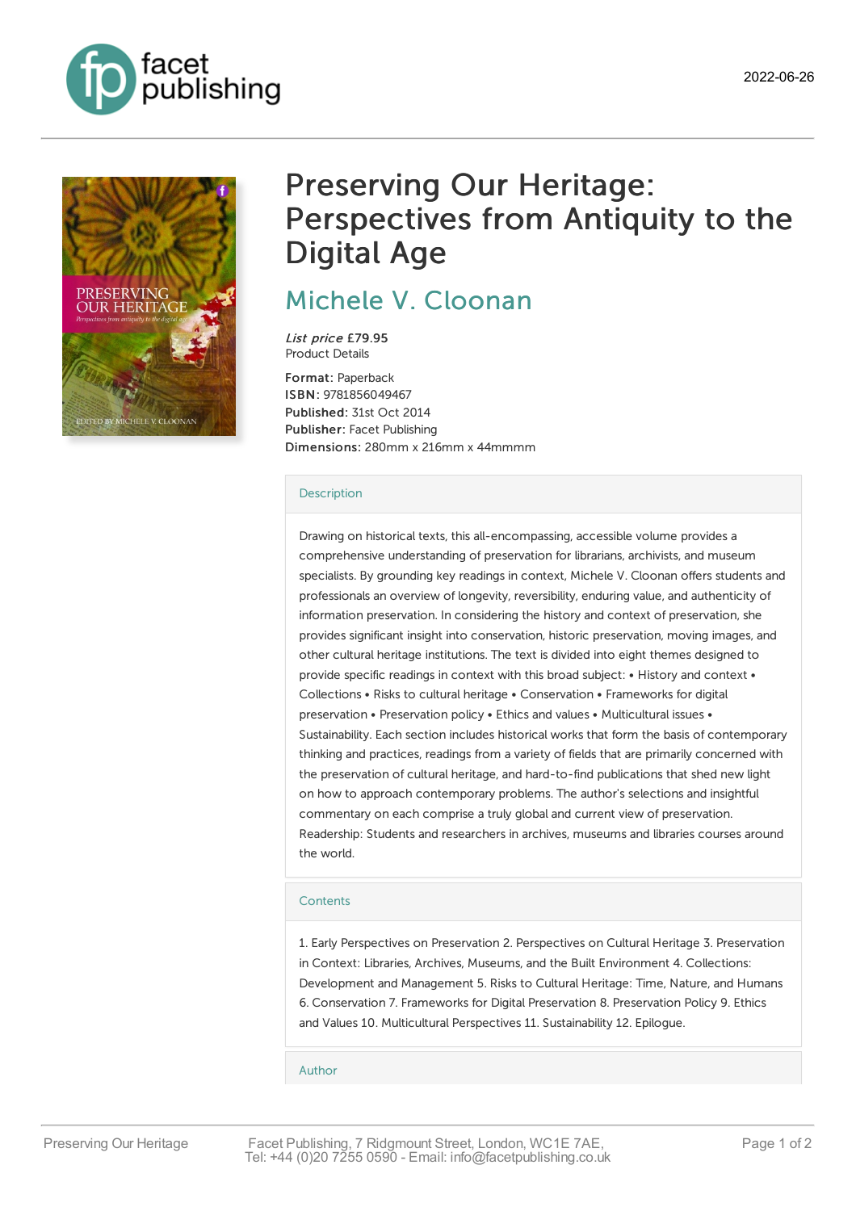2022-06-26

# Preserving Our Heritage: Perspectives from Antiquity to the Digital Age

## Michele V. Cloonan

*List price* £79.95
Product Details

**Format:** Paperback
**ISBN:** 9781856049467
**Published:** 31st Oct 2014
**Publisher:** Facet Publishing
**Dimensions:** 280mm x 216mm x 44mmmm

### Description

Drawing on historical texts, this all-encompassing, accessible volume provides a comprehensive understanding of preservation for librarians, archivists, and museum specialists. By grounding key readings in context, Michele V. Cloonan offers students and professionals an overview of longevity, reversibility, enduring value, and authenticity of information preservation. In considering the history and context of preservation, she provides significant insight into conservation, historic preservation, moving images, and other cultural heritage institutions. The text is divided into eight themes designed to provide specific readings in context with this broad subject: • History and context • Collections • Risks to cultural heritage • Conservation • Frameworks for digital preservation • Preservation policy • Ethics and values • Multicultural issues • Sustainability. Each section includes historical works that form the basis of contemporary thinking and practices, readings from a variety of fields that are primarily concerned with the preservation of cultural heritage, and hard-to-find publications that shed new light on how to approach contemporary problems. The author's selections and insightful commentary on each comprise a truly global and current view of preservation. Readership: Students and researchers in archives, museums and libraries courses around the world.

### Contents

1. Early Perspectives on Preservation 2. Perspectives on Cultural Heritage 3. Preservation in Context: Libraries, Archives, Museums, and the Built Environment 4. Collections: Development and Management 5. Risks to Cultural Heritage: Time, Nature, and Humans 6. Conservation 7. Frameworks for Digital Preservation 8. Preservation Policy 9. Ethics and Values 10. Multicultural Perspectives 11. Sustainability 12. Epilogue.

### Author

Facet Publishing, 7 Ridgmount Street, London, WC1E 7AE,
Tel: +44 (0)20 7255 0590 - Email: info@facetpublishing.co.uk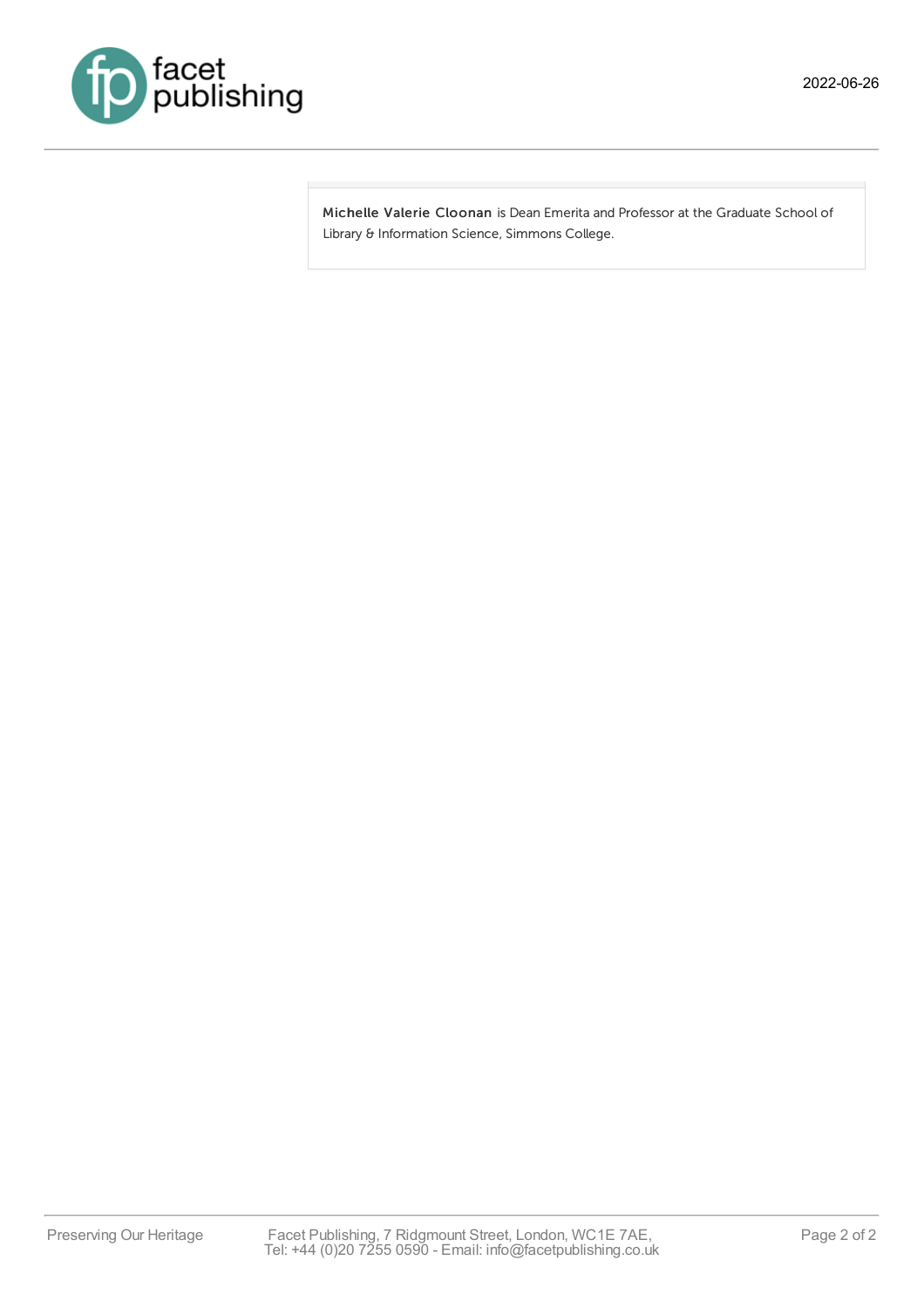**Michelle Valerie Cloonan** is Dean Emerita and Professor at the Graduate School of Library & Information Science, Simmons College.